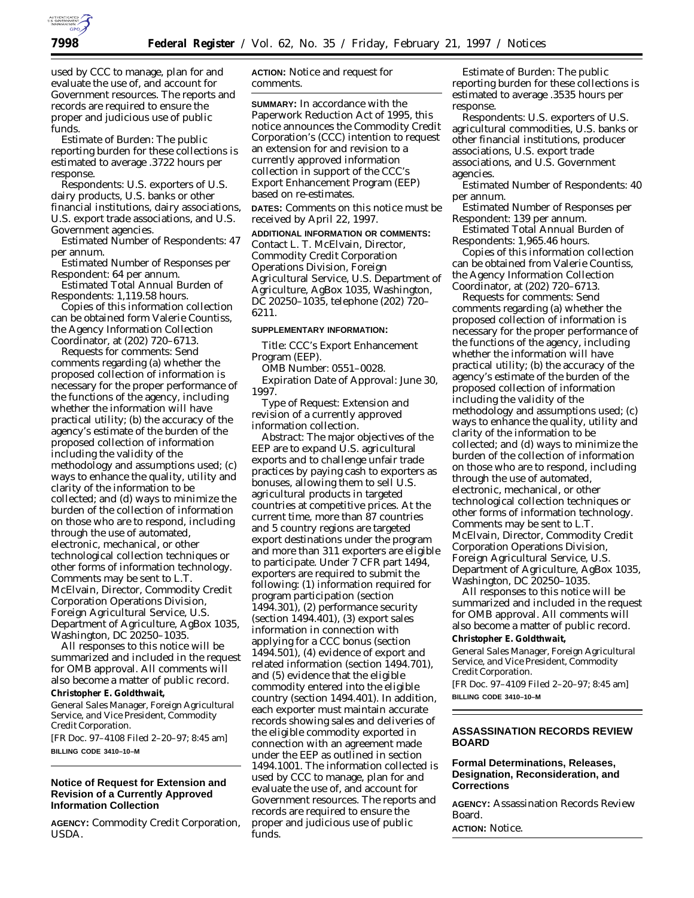used by CCC to manage, plan for and evaluate the use of, and account for Government resources. The reports and records are required to ensure the proper and judicious use of public funds.

*Estimate of Burden:* The public reporting burden for these collections is estimated to average .3722 hours per response.

*Respondents:* U.S. exporters of U.S. dairy products, U.S. banks or other financial institutions, dairy associations, U.S. export trade associations, and U.S. Government agencies.

*Estimated Number of Respondents:* 47 per annum.

*Estimated Number of Responses per Respondent:* 64 per annum.

*Estimated Total Annual Burden of Respondents:* 1,119.58 hours.

Copies of this information collection can be obtained form Valerie Countiss, the Agency Information Collection Coordinator, at (202) 720–6713.

*Requests for comments:* Send comments regarding (a) whether the proposed collection of information is necessary for the proper performance of the functions of the agency, including whether the information will have practical utility; (b) the accuracy of the agency's estimate of the burden of the proposed collection of information including the validity of the methodology and assumptions used; (c) ways to enhance the quality, utility and clarity of the information to be collected; and (d) ways to minimize the burden of the collection of information on those who are to respond, including through the use of automated, electronic, mechanical, or other technological collection techniques or other forms of information technology. Comments may be sent to L.T. McElvain, Director, Commodity Credit Corporation Operations Division, Foreign Agricultural Service, U.S. Department of Agriculture, AgBox 1035, Washington, DC 20250–1035.

All responses to this notice will be summarized and included in the request for OMB approval. All comments will also become a matter of public record.

**Christopher E. Goldthwait,**

*General Sales Manager, Foreign Agricultural Service, and Vice President, Commodity Credit Corporation.*

[FR Doc. 97–4108 Filed 2–20–97; 8:45 am]

**BILLING CODE 3410–10–M**

## Notice of Request for Extension and Revision of a Currently Approved Information Collection

**AGENCY:** Commodity Credit Corporation, USDA.

**ACTION:** Notice and request for comments.

**SUMMARY:** In accordance with the Paperwork Reduction Act of 1995, this notice announces the Commodity Credit Corporation's (CCC) intention to request an extension for and revision to a currently approved information collection in support of the CCC's Export Enhancement Program (EEP) based on re-estimates.

**DATES:** Comments on this notice must be received by April 22, 1997.

**ADDITIONAL INFORMATION OR COMMENTS:** Contact L. T. McElvain, Director, Commodity Credit Corporation Operations Division, Foreign Agricultural Service, U.S. Department of Agriculture, AgBox 1035, Washington, DC 20250–1035, telephone (202) 720–6211.

**SUPPLEMENTARY INFORMATION:**

*Title:* CCC's Export Enhancement Program (EEP).

*OMB Number:* 0551–0028.

*Expiration Date of Approval:* June 30, 1997.

*Type of Request:* Extension and revision of a currently approved information collection.

*Abstract:* The major objectives of the EEP are to expand U.S. agricultural exports and to challenge unfair trade practices by paying cash to exporters as bonuses, allowing them to sell U.S. agricultural products in targeted countries at competitive prices. At the current time, more than 87 countries and 5 country regions are targeted export destinations under the program and more than 311 exporters are eligible to participate. Under 7 CFR part 1494, exporters are required to submit the following: (1) information required for program participation (section 1494.301), (2) performance security (section 1494.401), (3) export sales information in connection with applying for a CCC bonus (section 1494.501), (4) evidence of export and related information (section 1494.701), and (5) evidence that the eligible commodity entered into the eligible country (section 1494.401). In addition, each exporter must maintain accurate records showing sales and deliveries of the eligible commodity exported in connection with an agreement made under the EEP as outlined in section 1494.1001. The information collected is used by CCC to manage, plan for and evaluate the use of, and account for Government resources. The reports and records are required to ensure the proper and judicious use of public funds.

*Estimate of Burden:* The public reporting burden for these collections is estimated to average .3535 hours per response.

*Respondents:* U.S. exporters of U.S. agricultural commodities, U.S. banks or other financial institutions, producer associations, U.S. export trade associations, and U.S. Government agencies.

*Estimated Number of Respondents:* 40 per annum.

*Estimated Number of Responses per Respondent:* 139 per annum.

*Estimated Total Annual Burden of Respondents:* 1,965.46 hours.

Copies of this information collection can be obtained from Valerie Countiss, the Agency Information Collection Coordinator, at (202) 720–6713.

*Requests for comments:* Send comments regarding (a) whether the proposed collection of information is necessary for the proper performance of the functions of the agency, including whether the information will have practical utility; (b) the accuracy of the agency's estimate of the burden of the proposed collection of information including the validity of the methodology and assumptions used; (c) ways to enhance the quality, utility and clarity of the information to be collected; and (d) ways to minimize the burden of the collection of information on those who are to respond, including through the use of automated, electronic, mechanical, or other technological collection techniques or other forms of information technology. Comments may be sent to L.T. McElvain, Director, Commodity Credit Corporation Operations Division, Foreign Agricultural Service, U.S. Department of Agriculture, AgBox 1035, Washington, DC 20250–1035.

All responses to this notice will be summarized and included in the request for OMB approval. All comments will also become a matter of public record.

**Christopher E. Goldthwait,**

*General Sales Manager, Foreign Agricultural Service, and Vice President, Commodity Credit Corporation.*

[FR Doc. 97–4109 Filed 2–20–97; 8:45 am]

**BILLING CODE 3410–10–M**

# ASSASSINATION RECORDS REVIEW BOARD

## Formal Determinations, Releases, Designation, Reconsideration, and Corrections

**AGENCY:** Assassination Records Review Board.

**ACTION:** Notice.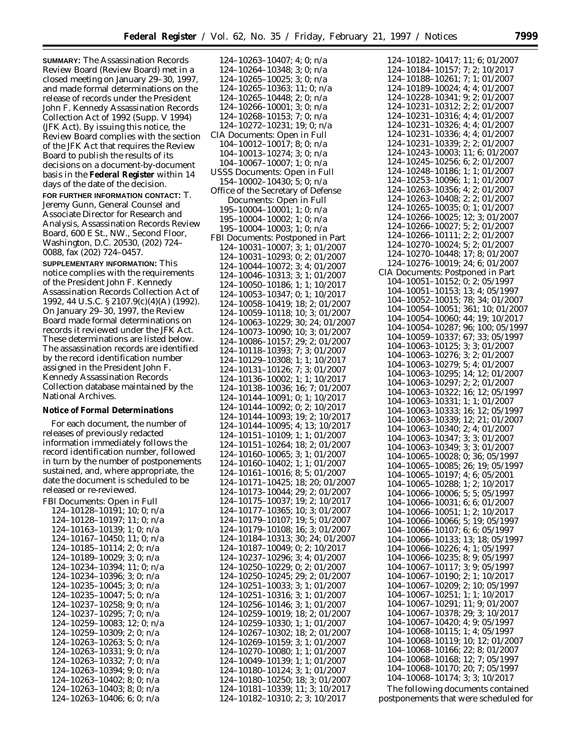**SUMMARY:** The Assassination Records Review Board (Review Board) met in a closed meeting on January 29–30, 1997, and made formal determinations on the release of records under the President John F. Kennedy Assassination Records Collection Act of 1992 (Supp. V 1994) (JFK Act). By issuing this notice, the Review Board complies with the section of the JFK Act that requires the Review Board to publish the results of its decisions on a document-by-document basis in the **Federal Register** within 14 days of the date of the decision.

**FOR FURTHER INFORMATION CONTACT:** T. Jeremy Gunn, General Counsel and Associate Director for Research and Analysis, Assassination Records Review Board, 600 E St., NW., Second Floor, Washington, D.C. 20530, (202) 724–0088, fax (202) 724–0457.

**SUPPLEMENTARY INFORMATION:** This notice complies with the requirements of the President John F. Kennedy Assassination Records Collection Act of 1992, 44 U.S.C. § 2107.9(c)(4)(A) (1992). On January 29–30, 1997, the Review Board made formal determinations on records it reviewed under the JFK Act. These determinations are listed below. The assassination records are identified by the record identification number assigned in the President John F. Kennedy Assassination Records Collection database maintained by the National Archives.

**Notice of Formal Determinations**

For each document, the number of releases of previously redacted information immediately follows the record identification number, followed in turn by the number of postponements sustained, and, where appropriate, the date the document is scheduled to be released or re-reviewed.

FBI Documents: Open in Full
- 124–10128–10191; 10; 0; n/a
- 124–10128–10197; 11; 0; n/a
- 124–10163–10139; 1; 0; n/a
- 124–10167–10450; 11; 0; n/a
- 124–10185–10114; 2; 0; n/a
- 124–10189–10029; 3; 0; n/a
- 124–10234–10394; 11; 0; n/a
- 124–10234–10396; 3; 0; n/a
- 124–10235–10045; 3; 0; n/a
- 124–10235–10047; 5; 0; n/a
- 124–10237–10258; 9; 0; n/a
- 124–10237–10295; 7; 0; n/a
- 124–10259–10083; 12; 0; n/a
- 124–10259–10309; 2; 0; n/a
- 124–10263–10263; 5; 0; n/a
- 124–10263–10331; 9; 0; n/a
- 124–10263–10332; 7; 0; n/a
- 124–10263–10394; 9; 0; n/a
- 124–10263–10402; 8; 0; n/a
- 124–10263–10403; 8; 0; n/a
- 124–10263–10406; 6; 0; n/a
- 124–10263–10407; 4; 0; n/a
- 124–10264–10348; 3; 0; n/a
- 124–10265–10025; 3; 0; n/a
- 124–10265–10363; 11; 0; n/a
- 124–10265–10448; 2; 0; n/a
- 124–10266–10001; 3; 0; n/a
- 124–10268–10153; 7; 0; n/a
- 124–10272–10231; 19; 0; n/a

CIA Documents: Open in Full
- 104–10012–10017; 8; 0; n/a
- 104–10013–10274; 3; 0; n/a
- 104–10067–10007; 1; 0; n/a

USSS Documents: Open in Full
- 154–10002–10430; 5; 0; n/a

Office of the Secretary of Defense Documents: Open in Full
- 195–10004–10001; 1; 0; n/a
- 195–10004–10002; 1; 0; n/a
- 195–10004–10003; 1; 0; n/a

FBI Documents: Postponed in Part
- 124–10031–10007; 3; 1; 01/2007
- 124–10031–10293; 0; 2; 01/2007
- 124–10044–10072; 3; 4; 01/2007
- 124–10046–10313; 3; 1; 01/2007
- 124–10050–10186; 1; 1; 10/2017
- 124–10053–10347; 0; 1; 10/2017
- 124–10058–10419; 18; 2; 01/2007
- 124–10059–10118; 10; 3; 01/2007
- 124–10063–10229; 30; 24; 01/2007
- 124–10073–10090; 10; 3; 01/2007
- 124–10086–10157; 29; 2; 01/2007
- 124–10118–10393; 7; 3; 01/2007
- 124–10129–10308; 1; 1; 10/2017
- 124–10131–10126; 7; 3; 01/2007
- 124–10136–10002; 1; 1; 10/2017
- 124–10138–10036; 16; 7; 01/2007
- 124–10144–10091; 0; 1; 10/2017
- 124–10144–10092; 0; 2; 10/2017
- 124–10144–10093; 19; 2; 10/2017
- 124–10144–10095; 4; 13; 10/2017
- 124–10151–10109; 1; 1; 01/2007
- 124–10151–10264; 18; 2; 01/2007
- 124–10160–10065; 3; 1; 01/2007
- 124–10160–10402; 1; 1; 01/2007
- 124–10161–10016; 8; 5; 01/2007
- 124–10171–10425; 18; 20; 01/2007
- 124–10173–10044; 29; 2; 01/2007
- 124–10175–10037; 19; 2; 10/2017
- 124–10177–10365; 10; 3; 01/2007
- 124–10179–10107; 19; 5; 01/2007
- 124–10179–10108; 16; 3; 01/2007
- 124–10184–10313; 30; 24; 01/2007
- 124–10187–10049; 0; 2; 10/2017
- 124–10237–10296; 3; 4; 01/2007
- 124–10250–10229; 0; 2; 01/2007
- 124–10250–10245; 29; 2; 01/2007
- 124–10251–10033; 3; 1; 01/2007
- 124–10251–10316; 3; 1; 01/2007
- 124–10256–10146; 3; 1; 01/2007
- 124–10259–10019; 18; 2; 01/2007
- 124–10259–10330; 1; 1; 01/2007
- 124–10267–10302; 18; 2; 01/2007
- 124–10269–10159; 3; 1; 01/2007
- 124–10270–10080; 1; 1; 01/2007
- 124–10049–10139; 1; 1; 01/2007
- 124–10180–10124; 3; 1; 01/2007
- 124–10180–10250; 18; 3; 01/2007
- 124–10181–10339; 11; 3; 10/2017
- 124–10182–10310; 2; 3; 10/2017
- 124–10182–10417; 11; 6; 01/2007
- 124–10184–10157; 7; 2; 10/2017
- 124–10188–10261; 7; 1; 01/2007
- 124–10189–10024; 4; 4; 01/2007
- 124–10228–10341; 9; 2; 01/2007
- 124–10231–10312; 2; 2; 01/2007
- 124–10231–10316; 4; 4; 01/2007
- 124–10231–10326; 4; 4; 01/2007
- 124–10231–10336; 4; 4; 01/2007
- 124–10231–10339; 2; 2; 01/2007
- 124–10243–10003; 11; 6; 01/2007
- 124–10245–10256; 6; 2; 01/2007
- 124–10248–10186; 1; 1; 01/2007
- 124–10253–10096; 1; 1; 01/2007
- 124–10263–10356; 4; 2; 01/2007
- 124–10263–10408; 2; 2; 01/2007
- 124–10265–10035; 0; 1; 01/2007
- 124–10266–10025; 12; 3; 01/2007
- 124–10266–10027; 5; 2; 01/2007
- 124–10266–10111; 2; 2; 01/2007
- 124–10270–10024; 5; 2; 01/2007
- 124–10270–10448; 17; 8; 01/2007
- 124–10276–10019; 24; 6; 01/2007

CIA Documents: Postponed in Part
- 104–10051–10152; 0; 2; 05/1997
- 104–10051–10153; 13; 4; 05/1997
- 104–10052–10015; 78; 34; 01/2007
- 104–10054–10051; 361; 10; 01/2007
- 104–10054–10060; 44; 19; 10/2017
- 104–10054–10287; 96; 100; 05/1997
- 104–10059–10337; 67; 33; 05/1997
- 104–10063–10125; 3; 3; 01/2007
- 104–10063–10276; 3; 2; 01/2007
- 104–10063–10279; 5; 4; 01/2007
- 104–10063–10295; 14; 12; 01/2007
- 104–10063–10297; 2; 2; 01/2007
- 104–10063–10322; 16; 12; 05/1997
- 104–10063–10331; 1; 1; 01/2007
- 104–10063–10333; 16; 12; 05/1997
- 104–10063–10339; 12; 21; 01/2007
- 104–10063–10340; 2; 4; 01/2007
- 104–10063–10347; 3; 3; 01/2007
- 104–10063–10349; 3; 3; 01/2007
- 104–10065–10028; 0; 36; 05/1997
- 104–10065–10085; 26; 19; 05/1997
- 104–10065–10197; 4; 6; 05/2001
- 104–10065–10288; 1; 2; 10/2017
- 104–10066–10006; 5; 5; 05/1997
- 104–10066–10031; 6; 6; 01/2007
- 104–10066–10051; 1; 2; 10/2017
- 104–10066–10066; 5; 19; 05/1997
- 104–10066–10107; 6; 6; 05/1997
- 104–10066–10133; 13; 18; 05/1997
- 104–10066–10226; 4; 1; 05/1997
- 104–10066–10235; 8; 9; 05/1997
- 104–10067–10117; 3; 9; 05/1997
- 104–10067–10190; 2; 1; 10/2017
- 104–10067–10209; 2; 10; 05/1997
- 104–10067–10251; 1; 1; 10/2017
- 104–10067–10291; 11; 9; 01/2007
- 104–10067–10378; 29; 3; 10/2017
- 104–10067–10420; 4; 9; 05/1997
- 104–10068–10115; 1; 4; 05/1997
- 104–10068–10119; 10; 12; 01/2007
- 104–10068–10166; 22; 8; 01/2007
- 104–10068–10168; 12; 7; 05/1997
- 104–10068–10170; 20; 7; 05/1997
- 104–10068–10174; 3; 3; 10/2017

The following documents contained postponements that were scheduled for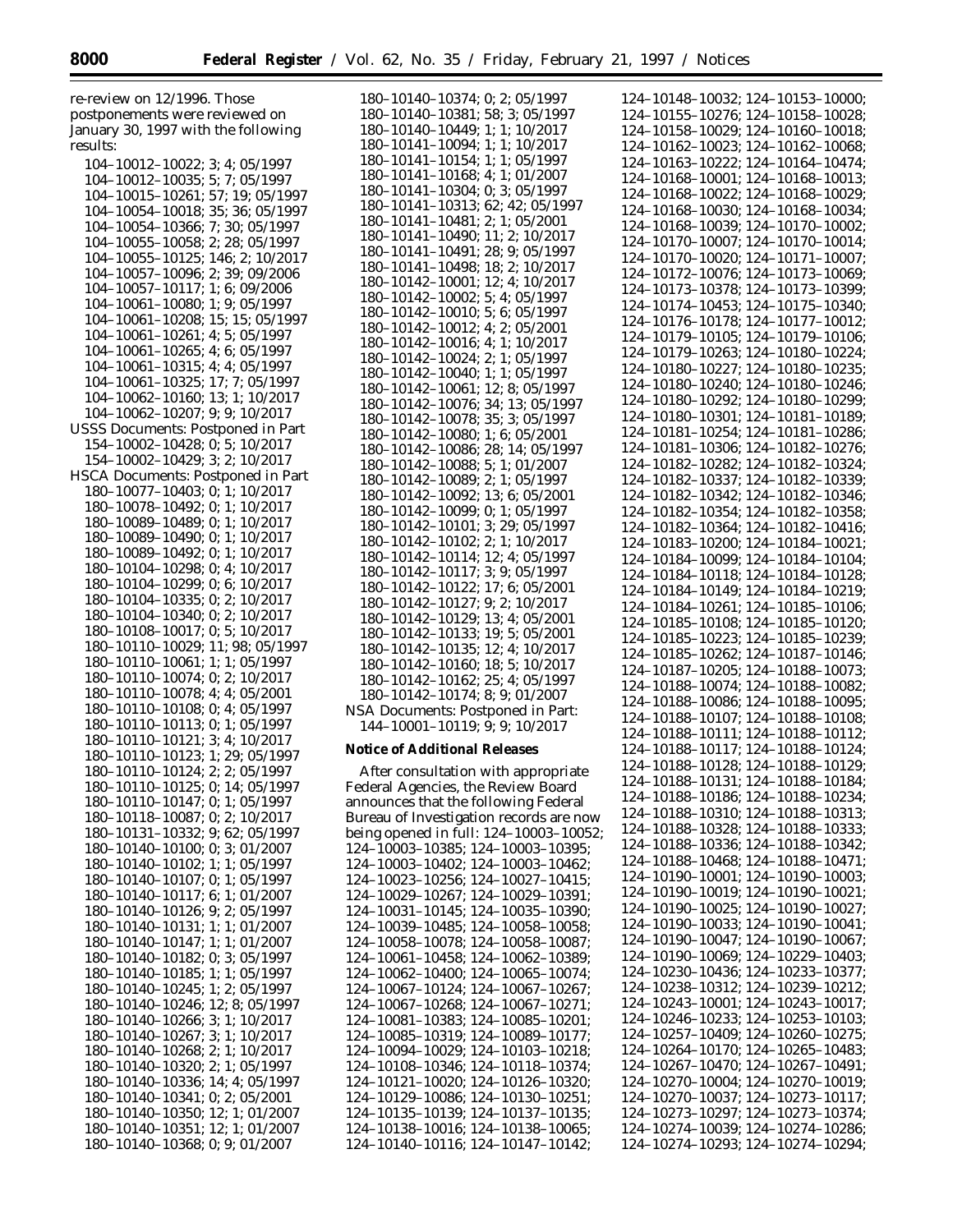re-review on 12/1996. Those postponements were reviewed on January 30, 1997 with the following results:

104–10012–10022; 3; 4; 05/1997
104–10012–10035; 5; 7; 05/1997
104–10015–10261; 57; 19; 05/1997
104–10054–10018; 35; 36; 05/1997
104–10054–10366; 7; 30; 05/1997
104–10055–10058; 2; 28; 05/1997
104–10055–10125; 146; 2; 10/2017
104–10057–10096; 2; 39; 09/2006
104–10057–10117; 1; 6; 09/2006
104–10061–10080; 1; 9; 05/1997
104–10061–10208; 15; 15; 05/1997
104–10061–10261; 4; 5; 05/1997
104–10061–10265; 4; 6; 05/1997
104–10061–10315; 4; 4; 05/1997
104–10061–10325; 17; 7; 05/1997
104–10062–10160; 13; 1; 10/2017
104–10062–10207; 9; 9; 10/2017

USSS Documents: Postponed in Part

154–10002–10428; 0; 5; 10/2017
154–10002–10429; 3; 2; 10/2017

HSCA Documents: Postponed in Part

180–10077–10403; 0; 1; 10/2017
180–10078–10492; 0; 1; 10/2017
180–10089–10489; 0; 1; 10/2017
180–10089–10490; 0; 1; 10/2017
180–10089–10492; 0; 1; 10/2017
180–10104–10298; 0; 4; 10/2017
180–10104–10299; 0; 6; 10/2017
180–10104–10335; 0; 2; 10/2017
180–10104–10340; 0; 2; 10/2017
180–10108–10017; 0; 5; 10/2017
180–10110–10029; 11; 98; 05/1997
180–10110–10061; 1; 1; 05/1997
180–10110–10074; 0; 2; 10/2017
180–10110–10078; 4; 4; 05/2001
180–10110–10108; 0; 4; 05/1997
180–10110–10113; 0; 1; 05/1997
180–10110–10121; 3; 4; 10/2017
180–10110–10123; 1; 29; 05/1997
180–10110–10124; 2; 2; 05/1997
180–10110–10125; 0; 14; 05/1997
180–10110–10147; 0; 1; 05/1997
180–10118–10087; 0; 2; 10/2017
180–10131–10332; 9; 62; 05/1997
180–10140–10100; 0; 3; 01/2007
180–10140–10102; 1; 1; 05/1997
180–10140–10107; 0; 1; 05/1997
180–10140–10117; 6; 1; 01/2007
180–10140–10126; 9; 2; 05/1997
180–10140–10131; 1; 1; 01/2007
180–10140–10147; 1; 1; 01/2007
180–10140–10182; 0; 3; 05/1997
180–10140–10185; 1; 1; 05/1997
180–10140–10245; 1; 2; 05/1997
180–10140–10246; 12; 8; 05/1997
180–10140–10266; 3; 1; 10/2017
180–10140–10267; 3; 1; 10/2017
180–10140–10268; 2; 1; 10/2017
180–10140–10320; 2; 1; 05/1997
180–10140–10336; 14; 4; 05/1997
180–10140–10341; 0; 2; 05/2001
180–10140–10350; 12; 1; 01/2007
180–10140–10351; 12; 1; 01/2007
180–10140–10368; 0; 9; 01/2007
180–10140–10374; 0; 2; 05/1997
180–10140–10381; 58; 3; 05/1997
180–10140–10449; 1; 1; 10/2017
180–10141–10094; 1; 1; 10/2017
180–10141–10154; 1; 1; 05/1997
180–10141–10168; 4; 1; 01/2007
180–10141–10304; 0; 3; 05/1997
180–10141–10313; 62; 42; 05/1997
180–10141–10481; 2; 1; 05/2001
180–10141–10490; 11; 2; 10/2017
180–10141–10491; 28; 9; 05/1997
180–10141–10498; 18; 2; 10/2017
180–10142–10001; 12; 4; 10/2017
180–10142–10002; 5; 4; 05/1997
180–10142–10010; 5; 6; 05/1997
180–10142–10012; 4; 2; 05/2001
180–10142–10016; 4; 1; 10/2017
180–10142–10024; 2; 1; 05/1997
180–10142–10040; 1; 1; 05/1997
180–10142–10061; 12; 8; 05/1997
180–10142–10076; 34; 13; 05/1997
180–10142–10078; 35; 3; 05/1997
180–10142–10080; 1; 6; 05/2001
180–10142–10086; 28; 14; 05/1997
180–10142–10088; 5; 1; 01/2007
180–10142–10089; 2; 1; 05/1997
180–10142–10092; 13; 6; 05/2001
180–10142–10099; 0; 1; 05/1997
180–10142–10101; 3; 29; 05/1997
180–10142–10102; 2; 1; 10/2017
180–10142–10114; 12; 4; 05/1997
180–10142–10117; 3; 9; 05/1997
180–10142–10122; 17; 6; 05/2001
180–10142–10127; 9; 2; 10/2017
180–10142–10129; 13; 4; 05/2001
180–10142–10133; 19; 5; 05/2001
180–10142–10135; 12; 4; 10/2017
180–10142–10160; 18; 5; 10/2017
180–10142–10162; 25; 4; 05/1997
180–10142–10174; 8; 9; 01/2007

NSA Documents: Postponed in Part:

144–10001–10119; 9; 9; 10/2017

**Notice of Additional Releases**

After consultation with appropriate Federal Agencies, the Review Board announces that the following Federal Bureau of Investigation records are now being opened in full: 124–10003–10052; 124–10003–10385; 124–10003–10395; 124–10003–10402; 124–10003–10462; 124–10023–10256; 124–10027–10415; 124–10029–10267; 124–10029–10391; 124–10031–10145; 124–10035–10390; 124–10039–10485; 124–10058–10058; 124–10058–10078; 124–10058–10087; 124–10061–10458; 124–10062–10389; 124–10062–10400; 124–10065–10074; 124–10067–10124; 124–10067–10267; 124–10067–10268; 124–10067–10271; 124–10081–10383; 124–10085–10201; 124–10085–10319; 124–10089–10177; 124–10094–10029; 124–10103–10218; 124–10108–10346; 124–10118–10374; 124–10121–10020; 124–10126–10320; 124–10129–10086; 124–10130–10251; 124–10135–10139; 124–10137–10135; 124–10138–10016; 124–10138–10065; 124–10140–10116; 124–10147–10142; 124–10148–10032; 124–10153–10000; 124–10155–10276; 124–10158–10028; 124–10158–10029; 124–10160–10018; 124–10162–10023; 124–10162–10068; 124–10163–10222; 124–10164–10474; 124–10168–10001; 124–10168–10013; 124–10168–10022; 124–10168–10029; 124–10168–10030; 124–10168–10034; 124–10168–10039; 124–10170–10002; 124–10170–10007; 124–10170–10014; 124–10170–10020; 124–10171–10007; 124–10172–10076; 124–10173–10069; 124–10173–10378; 124–10173–10399; 124–10174–10453; 124–10175–10340; 124–10176–10178; 124–10177–10012; 124–10179–10105; 124–10179–10106; 124–10179–10263; 124–10180–10224; 124–10180–10227; 124–10180–10235; 124–10180–10240; 124–10180–10246; 124–10180–10292; 124–10180–10299; 124–10180–10301; 124–10181–10189; 124–10181–10254; 124–10181–10286; 124–10181–10306; 124–10182–10276; 124–10182–10282; 124–10182–10324; 124–10182–10337; 124–10182–10339; 124–10182–10342; 124–10182–10346; 124–10182–10354; 124–10182–10358; 124–10182–10364; 124–10182–10416; 124–10183–10200; 124–10184–10021; 124–10184–10099; 124–10184–10104; 124–10184–10118; 124–10184–10128; 124–10184–10149; 124–10184–10219; 124–10184–10261; 124–10185–10106; 124–10185–10108; 124–10185–10120; 124–10185–10223; 124–10185–10239; 124–10185–10262; 124–10187–10146; 124–10187–10205; 124–10188–10073; 124–10188–10074; 124–10188–10082; 124–10188–10086; 124–10188–10095; 124–10188–10107; 124–10188–10108; 124–10188–10111; 124–10188–10112; 124–10188–10117; 124–10188–10124; 124–10188–10128; 124–10188–10129; 124–10188–10131; 124–10188–10184; 124–10188–10186; 124–10188–10234; 124–10188–10310; 124–10188–10313; 124–10188–10328; 124–10188–10333; 124–10188–10336; 124–10188–10342; 124–10188–10468; 124–10188–10471; 124–10190–10001; 124–10190–10003; 124–10190–10019; 124–10190–10021; 124–10190–10025; 124–10190–10027; 124–10190–10033; 124–10190–10041; 124–10190–10047; 124–10190–10067; 124–10190–10069; 124–10229–10403; 124–10230–10436; 124–10233–10377; 124–10238–10312; 124–10239–10212; 124–10243–10001; 124–10243–10017; 124–10246–10233; 124–10253–10103; 124–10257–10409; 124–10260–10275; 124–10264–10170; 124–10265–10483; 124–10267–10470; 124–10267–10491; 124–10270–10004; 124–10270–10019; 124–10270–10037; 124–10273–10117; 124–10273–10297; 124–10273–10374; 124–10274–10039; 124–10274–10286; 124–10274–10293; 124–10274–10294;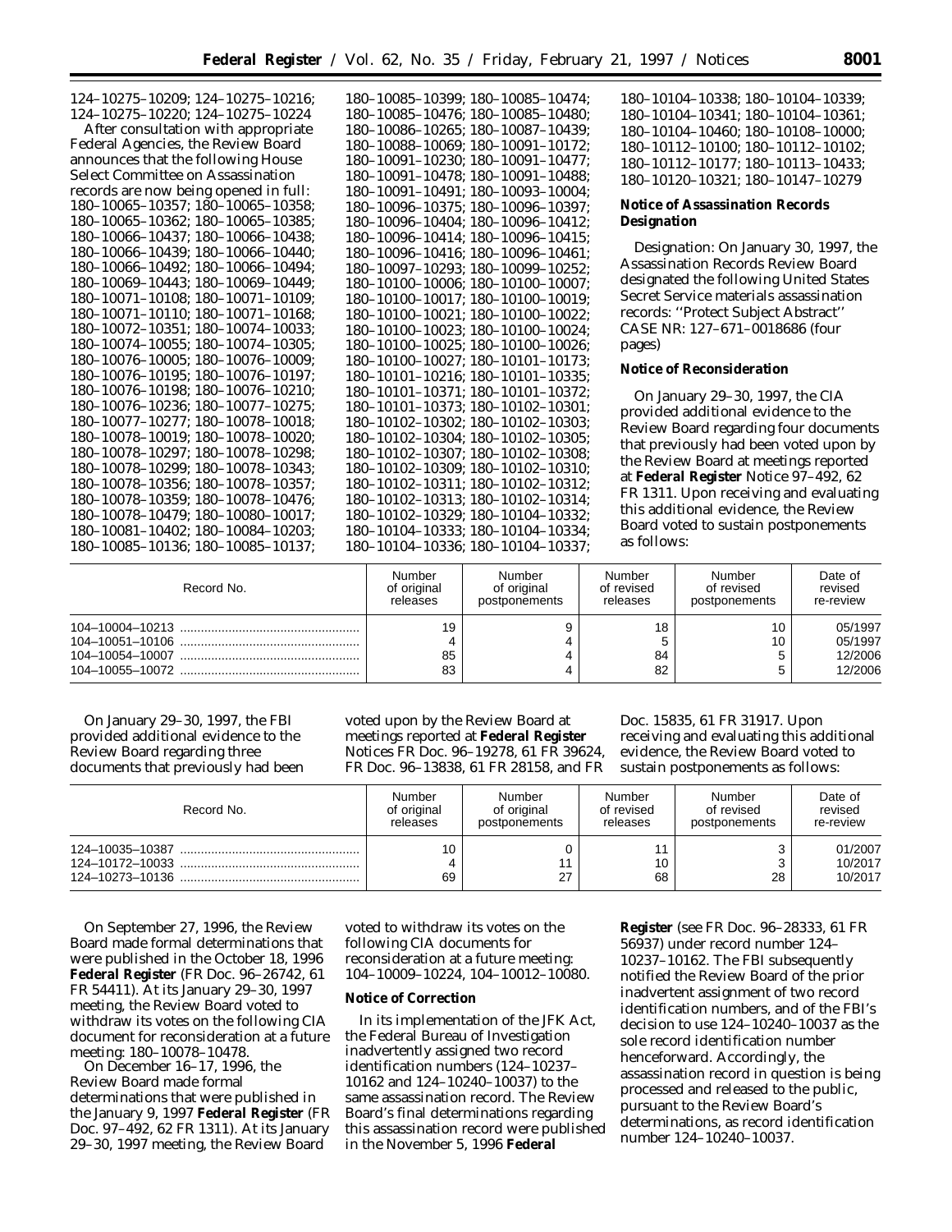124–10275–10209; 124–10275–10216; 124–10275–10220; 124–10275–10224

After consultation with appropriate Federal Agencies, the Review Board announces that the following House Select Committee on Assassination records are now being opened in full: 180–10065–10357; 180–10065–10358; 180–10065–10362; 180–10065–10385; 180–10066–10437; 180–10066–10438; 180–10066–10439; 180–10066–10440; 180–10066–10492; 180–10066–10494; 180–10069–10443; 180–10069–10449; 180–10071–10108; 180–10071–10109; 180–10071–10110; 180–10071–10168; 180–10072–10351; 180–10074–10033; 180–10074–10055; 180–10074–10305; 180–10076–10005; 180–10076–10009; 180–10076–10195; 180–10076–10197; 180–10076–10198; 180–10076–10210; 180–10076–10236; 180–10077–10275; 180–10077–10277; 180–10078–10018; 180–10078–10019; 180–10078–10020; 180–10078–10297; 180–10078–10298; 180–10078–10299; 180–10078–10343; 180–10078–10356; 180–10078–10357; 180–10078–10359; 180–10078–10476; 180–10078–10479; 180–10080–10017; 180–10081–10402; 180–10084–10203; 180–10085–10136; 180–10085–10137; 180–10085–10399; 180–10085–10474; 180–10085–10476; 180–10085–10480; 180–10086–10265; 180–10087–10439; 180–10088–10069; 180–10091–10172; 180–10091–10230; 180–10091–10477; 180–10091–10478; 180–10091–10488; 180–10091–10491; 180–10093–10004; 180–10096–10375; 180–10096–10397; 180–10096–10404; 180–10096–10412; 180–10096–10414; 180–10096–10415; 180–10096–10416; 180–10096–10461; 180–10097–10293; 180–10099–10252; 180–10100–10006; 180–10100–10007; 180–10100–10017; 180–10100–10019; 180–10100–10021; 180–10100–10022; 180–10100–10023; 180–10100–10024; 180–10100–10025; 180–10100–10026; 180–10100–10027; 180–10101–10173; 180–10101–10216; 180–10101–10335; 180–10101–10371; 180–10101–10372; 180–10101–10373; 180–10102–10301; 180–10102–10302; 180–10102–10303; 180–10102–10304; 180–10102–10305; 180–10102–10307; 180–10102–10308; 180–10102–10309; 180–10102–10310; 180–10102–10311; 180–10102–10312; 180–10102–10313; 180–10102–10314; 180–10102–10329; 180–10104–10332; 180–10104–10333; 180–10104–10334; 180–10104–10336; 180–10104–10337; 180–10104–10338; 180–10104–10339; 180–10104–10341; 180–10104–10361; 180–10104–10460; 180–10108–10000; 180–10112–10100; 180–10112–10102; 180–10112–10177; 180–10113–10433; 180–10120–10321; 180–10147–10279

**Notice of Assassination Records Designation**

Designation: On January 30, 1997, the Assassination Records Review Board designated the following United States Secret Service materials assassination records: ''Protect Subject Abstract'' CASE NR: 127–671–0018686 (four pages)

**Notice of Reconsideration**

On January 29–30, 1997, the CIA provided additional evidence to the Review Board regarding four documents that previously had been voted upon by the Review Board at meetings reported at **Federal Register** Notice 97–492, 62 FR 1311. Upon receiving and evaluating this additional evidence, the Review Board voted to sustain postponements as follows:

| Record No. | Number of original releases | Number of original postponements | Number of revised releases | Number of revised postponements | Date of revised re-review |
|---|---|---|---|---|---|
| 104–10004–10213 | 19 | 9 | 18 | 10 | 05/1997 |
| 104–10051–10106 | 4 | 4 | 5 | 10 | 05/1997 |
| 104–10054–10007 | 85 | 4 | 84 | 5 | 12/2006 |
| 104–10055–10072 | 83 | 4 | 82 | 5 | 12/2006 |

On January 29–30, 1997, the FBI provided additional evidence to the Review Board regarding three documents that previously had been voted upon by the Review Board at meetings reported at **Federal Register** Notices FR Doc. 96–19278, 61 FR 39624, FR Doc. 96–13838, 61 FR 28158, and FR Doc. 15835, 61 FR 31917. Upon receiving and evaluating this additional evidence, the Review Board voted to sustain postponements as follows:

| Record No. | Number of original releases | Number of original postponements | Number of revised releases | Number of revised postponements | Date of revised re-review |
|---|---|---|---|---|---|
| 124–10035–10387 | 10 | 0 | 11 | 3 | 01/2007 |
| 124–10172–10033 | 4 | 11 | 10 | 3 | 10/2017 |
| 124–10273–10136 | 69 | 27 | 68 | 28 | 10/2017 |

On September 27, 1996, the Review Board made formal determinations that were published in the October 18, 1996 **Federal Register** (FR Doc. 96–26742, 61 FR 54411). At its January 29–30, 1997 meeting, the Review Board voted to withdraw its votes on the following CIA document for reconsideration at a future meeting: 180–10078–10478.

On December 16–17, 1996, the Review Board made formal determinations that were published in the January 9, 1997 **Federal Register** (FR Doc. 97–492, 62 FR 1311). At its January 29–30, 1997 meeting, the Review Board voted to withdraw its votes on the following CIA documents for reconsideration at a future meeting: 104–10009–10224, 104–10012–10080.

**Notice of Correction**

In its implementation of the JFK Act, the Federal Bureau of Investigation inadvertently assigned two record identification numbers (124–10237–10162 and 124–10240–10037) to the same assassination record. The Review Board's final determinations regarding this assassination record were published in the November 5, 1996 **Federal Register** (see FR Doc. 96–28333, 61 FR 56937) under record number 124–10237–10162. The FBI subsequently notified the Review Board of the prior inadvertent assignment of two record identification numbers, and of the FBI's decision to use 124–10240–10037 as the sole record identification number henceforward. Accordingly, the assassination record in question is being processed and released to the public, pursuant to the Review Board's determinations, as record identification number 124–10240–10037.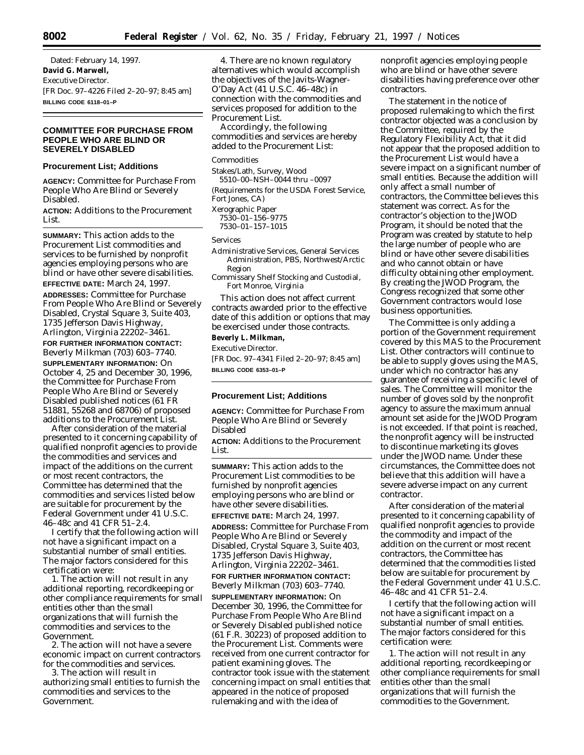Dated: February 14, 1997.

**David G. Marwell,**

*Executive Director.*

[FR Doc. 97–4226 Filed 2–20–97; 8:45 am]

**BILLING CODE 6118–01–P**

## COMMITTEE FOR PURCHASE FROM PEOPLE WHO ARE BLIND OR SEVERELY DISABLED

### Procurement List; Additions

**AGENCY:** Committee for Purchase From People Who Are Blind or Severely Disabled.

**ACTION:** Additions to the Procurement List.

**SUMMARY:** This action adds to the Procurement List commodities and services to be furnished by nonprofit agencies employing persons who are blind or have other severe disabilities.

**EFFECTIVE DATE:** March 24, 1997.

**ADDRESSES:** Committee for Purchase From People Who Are Blind or Severely Disabled, Crystal Square 3, Suite 403, 1735 Jefferson Davis Highway, Arlington, Virginia 22202–3461.

**FOR FURTHER INFORMATION CONTACT:** Beverly Milkman (703) 603–7740.

**SUPPLEMENTARY INFORMATION:** On October 4, 25 and December 30, 1996, the Committee for Purchase From People Who Are Blind or Severely Disabled published notices (61 FR 51881, 55268 and 68706) of proposed additions to the Procurement List.

After consideration of the material presented to it concerning capability of qualified nonprofit agencies to provide the commodities and services and impact of the additions on the current or most recent contractors, the Committee has determined that the commodities and services listed below are suitable for procurement by the Federal Government under 41 U.S.C. 46–48c and 41 CFR 51–2.4.

I certify that the following action will not have a significant impact on a substantial number of small entities. The major factors considered for this certification were:

1. The action will not result in any additional reporting, recordkeeping or other compliance requirements for small entities other than the small organizations that will furnish the commodities and services to the Government.

2. The action will not have a severe economic impact on current contractors for the commodities and services.

3. The action will result in authorizing small entities to furnish the commodities and services to the Government.

4. There are no known regulatory alternatives which would accomplish the objectives of the Javits-Wagner-O'Day Act (41 U.S.C. 46–48c) in connection with the commodities and services proposed for addition to the Procurement List.

Accordingly, the following commodities and services are hereby added to the Procurement List:

*Commodities*

Stakes/Lath, Survey, Wood
5510–00–NSH–0044 thru –0097
(Requirements for the USDA Forest Service, Fort Jones, CA)

Xerographic Paper
7530–01–156–9775
7530–01–157–1015

*Services*

Administrative Services, General Services Administration, PBS, Northwest/Arctic Region

Commissary Shelf Stocking and Custodial, Fort Monroe, Virginia

This action does not affect current contracts awarded prior to the effective date of this addition or options that may be exercised under those contracts.

**Beverly L. Milkman,**

*Executive Director.*

[FR Doc. 97–4341 Filed 2–20–97; 8:45 am]

**BILLING CODE 6353–01–P**

### Procurement List; Additions

**AGENCY:** Committee for Purchase From People Who Are Blind or Severely Disabled

**ACTION:** Additions to the Procurement List.

**SUMMARY:** This action adds to the Procurement List commodities to be furnished by nonprofit agencies employing persons who are blind or have other severe disabilities.

**EFFECTIVE DATE:** March 24, 1997.

**ADDRESS:** Committee for Purchase From People Who Are Blind or Severely Disabled, Crystal Square 3, Suite 403, 1735 Jefferson Davis Highway, Arlington, Virginia 22202–3461.

**FOR FURTHER INFORMATION CONTACT:** Beverly Milkman (703) 603–7740.

**SUPPLEMENTARY INFORMATION:** On December 30, 1996, the Committee for Purchase From People Who Are Blind or Severely Disabled published notice (61 F.R. 30223) of proposed addition to the Procurement List. Comments were received from one current contractor for patient examining gloves. The contractor took issue with the statement concerning impact on small entities that appeared in the notice of proposed rulemaking and with the idea of nonprofit agencies employing people who are blind or have other severe disabilities having preference over other contractors.

The statement in the notice of proposed rulemaking to which the first contractor objected was a conclusion by the Committee, required by the Regulatory Flexibility Act, that it did not appear that the proposed addition to the Procurement List would have a severe impact on a significant number of small entities. Because the addition will only affect a small number of contractors, the Committee believes this statement was correct. As for the contractor's objection to the JWOD Program, it should be noted that the Program was created by statute to help the large number of people who are blind or have other severe disabilities and who cannot obtain or have difficulty obtaining other employment. By creating the JWOD Program, the Congress recognized that some other Government contractors would lose business opportunities.

The Committee is only adding a portion of the Government requirement covered by this MAS to the Procurement List. Other contractors will continue to be able to supply gloves using the MAS, under which no contractor has any guarantee of receiving a specific level of sales. The Committee will monitor the number of gloves sold by the nonprofit agency to assure the maximum annual amount set aside for the JWOD Program is not exceeded. If that point is reached, the nonprofit agency will be instructed to discontinue marketing its gloves under the JWOD name. Under these circumstances, the Committee does not believe that this addition will have a severe adverse impact on any current contractor.

After consideration of the material presented to it concerning capability of qualified nonprofit agencies to provide the commodity and impact of the addition on the current or most recent contractors, the Committee has determined that the commodities listed below are suitable for procurement by the Federal Government under 41 U.S.C. 46–48c and 41 CFR 51–2.4.

I certify that the following action will not have a significant impact on a substantial number of small entities. The major factors considered for this certification were:

1. The action will not result in any additional reporting, recordkeeping or other compliance requirements for small entities other than the small organizations that will furnish the commodities to the Government.